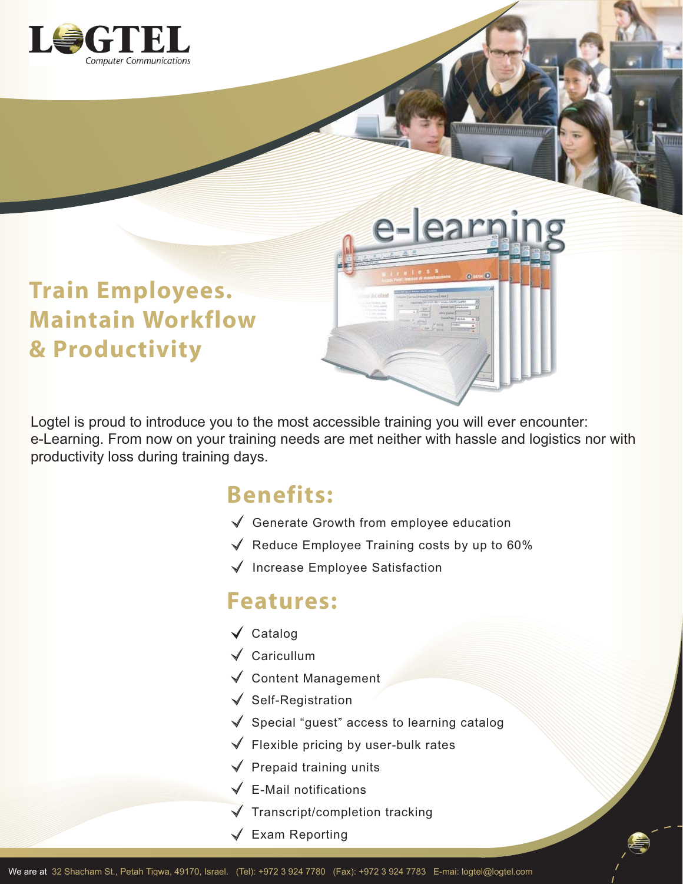# LOGTEL

Computer Communications

## Train Employees. Maintain Workflow & Productivity

e-learning

Logtel is proud to introduce you to the most accessible training you will ever encounter: e-Learning. From now on your training needs are met neither with hassle and logistics nor with productivity loss during training days.

## Benefits:

- Generate Growth from employee education
- Reduce Employee Training costs by up to 60%
- Increase Employee Satisfaction

## Features:

- Catalog
- Caricullum
- Content Management
- Self-Registration
- Special "guest" access to learning catalog
- Flexible pricing by user-bulk rates
- Prepaid training units
- E-Mail notifications
- Transcript/completion tracking
- Exam Reporting

We are at 32 Shacham St., Petah Tiqwa, 49170, Israel. (Tel): +972 3 924 7780 (Fax): +972 3 924 7783 E-mai: logtel@logtel.com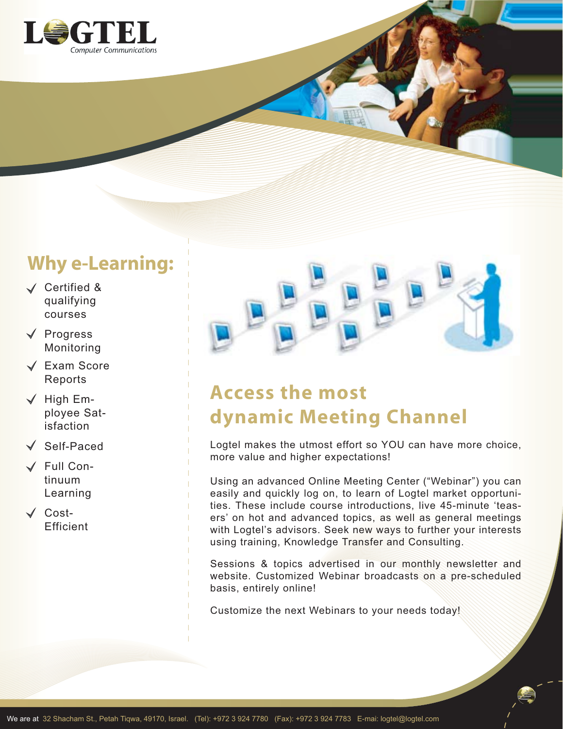LOGTEL
Computer Communications

## Why e-Learning:

- Certified & qualifying courses
- Progress Monitoring
- Exam Score Reports
- High Employee Satisfaction
- Self-Paced
- Full Continuum Learning
- Cost-Efficient

## Access the most dynamic Meeting Channel

Logtel makes the utmost effort so YOU can have more choice, more value and higher expectations!

Using an advanced Online Meeting Center ("Webinar") you can easily and quickly log on, to learn of Logtel market opportunities. These include course introductions, live 45-minute 'teasers' on hot and advanced topics, as well as general meetings with Logtel's advisors. Seek new ways to further your interests using training, Knowledge Transfer and Consulting.

Sessions & topics advertised in our monthly newsletter and website. Customized Webinar broadcasts on a pre-scheduled basis, entirely online!

Customize the next Webinars to your needs today!

We are at 32 Shacham St., Petah Tiqwa, 49170, Israel. (Tel): +972 3 924 7780 (Fax): +972 3 924 7783 E-mai: logtel@logtel.com